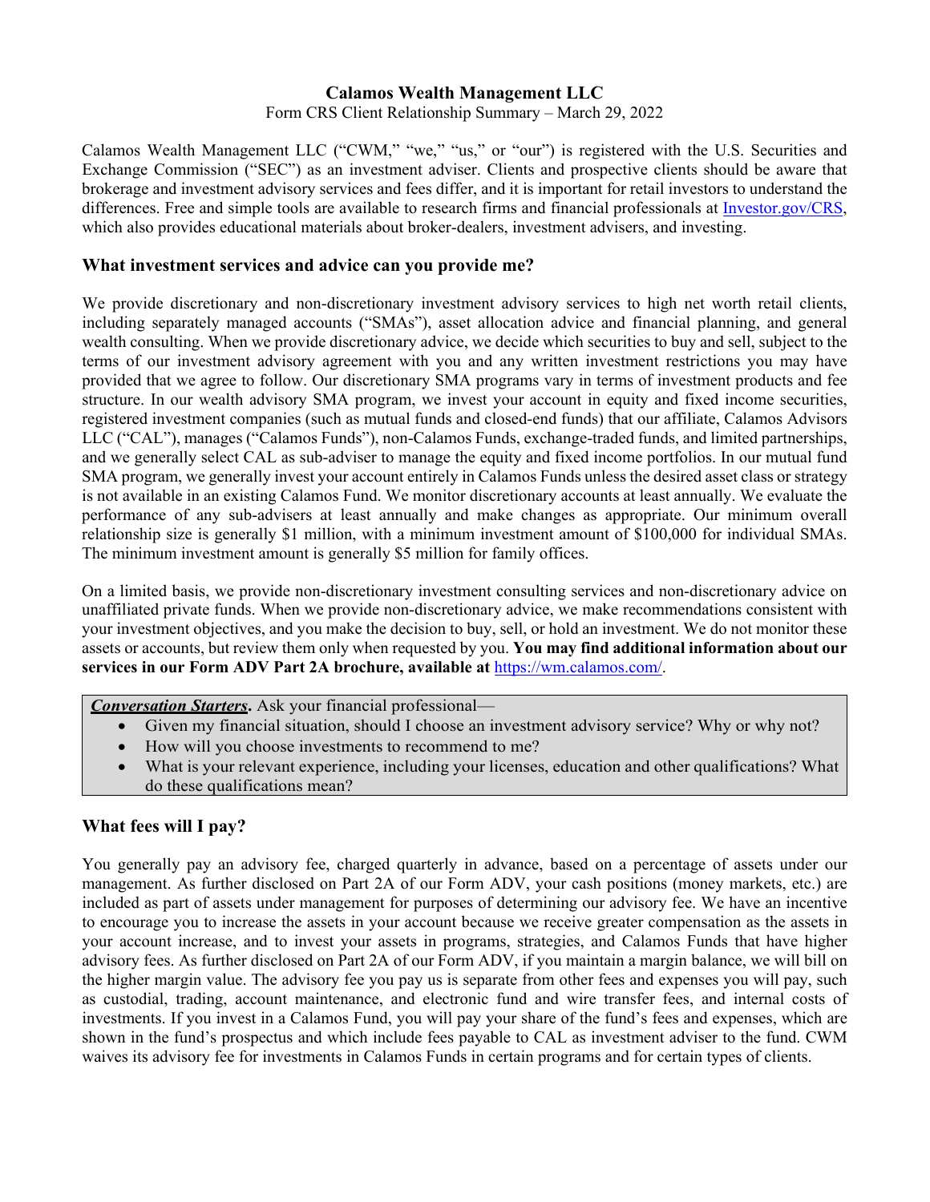**Calamos Wealth Management LLC**

Form CRS Client Relationship Summary – March 29, 2022

Calamos Wealth Management LLC ("CWM," "we," "us," or "our") is registered with the U.S. Securities and Exchange Commission ("SEC") as an investment adviser. Clients and prospective clients should be aware that brokerage and investment advisory services and fees differ, and it is important for retail investors to understand the differences. Free and simple tools are available to research firms and financial professionals at [Investor.gov/CRS](Investor.gov/CRS), which also provides educational materials about broker-dealers, investment advisers, and investing.

## What investment services and advice can you provide me?

We provide discretionary and non-discretionary investment advisory services to high net worth retail clients, including separately managed accounts ("SMAs"), asset allocation advice and financial planning, and general wealth consulting. When we provide discretionary advice, we decide which securities to buy and sell, subject to the terms of our investment advisory agreement with you and any written investment restrictions you may have provided that we agree to follow. Our discretionary SMA programs vary in terms of investment products and fee structure. In our wealth advisory SMA program, we invest your account in equity and fixed income securities, registered investment companies (such as mutual funds and closed-end funds) that our affiliate, Calamos Advisors LLC ("CAL"), manages ("Calamos Funds"), non-Calamos Funds, exchange-traded funds, and limited partnerships, and we generally select CAL as sub-adviser to manage the equity and fixed income portfolios. In our mutual fund SMA program, we generally invest your account entirely in Calamos Funds unless the desired asset class or strategy is not available in an existing Calamos Fund. We monitor discretionary accounts at least annually. We evaluate the performance of any sub-advisers at least annually and make changes as appropriate. Our minimum overall relationship size is generally $1 million, with a minimum investment amount of $100,000 for individual SMAs. The minimum investment amount is generally $5 million for family offices.

On a limited basis, we provide non-discretionary investment consulting services and non-discretionary advice on unaffiliated private funds. When we provide non-discretionary advice, we make recommendations consistent with your investment objectives, and you make the decision to buy, sell, or hold an investment. We do not monitor these assets or accounts, but review them only when requested by you. **You may find additional information about our services in our Form ADV Part 2A brochure, available at** [https://wm.calamos.com/](https://wm.calamos.com/).

***Conversation Starters*. ** Ask your financial professional—

- Given my financial situation, should I choose an investment advisory service? Why or why not?
- How will you choose investments to recommend to me?
- What is your relevant experience, including your licenses, education and other qualifications? What do these qualifications mean?

## What fees will I pay?

You generally pay an advisory fee, charged quarterly in advance, based on a percentage of assets under our management. As further disclosed on Part 2A of our Form ADV, your cash positions (money markets, etc.) are included as part of assets under management for purposes of determining our advisory fee. We have an incentive to encourage you to increase the assets in your account because we receive greater compensation as the assets in your account increase, and to invest your assets in programs, strategies, and Calamos Funds that have higher advisory fees. As further disclosed on Part 2A of our Form ADV, if you maintain a margin balance, we will bill on the higher margin value. The advisory fee you pay us is separate from other fees and expenses you will pay, such as custodial, trading, account maintenance, and electronic fund and wire transfer fees, and internal costs of investments. If you invest in a Calamos Fund, you will pay your share of the fund's fees and expenses, which are shown in the fund's prospectus and which include fees payable to CAL as investment adviser to the fund. CWM waives its advisory fee for investments in Calamos Funds in certain programs and for certain types of clients.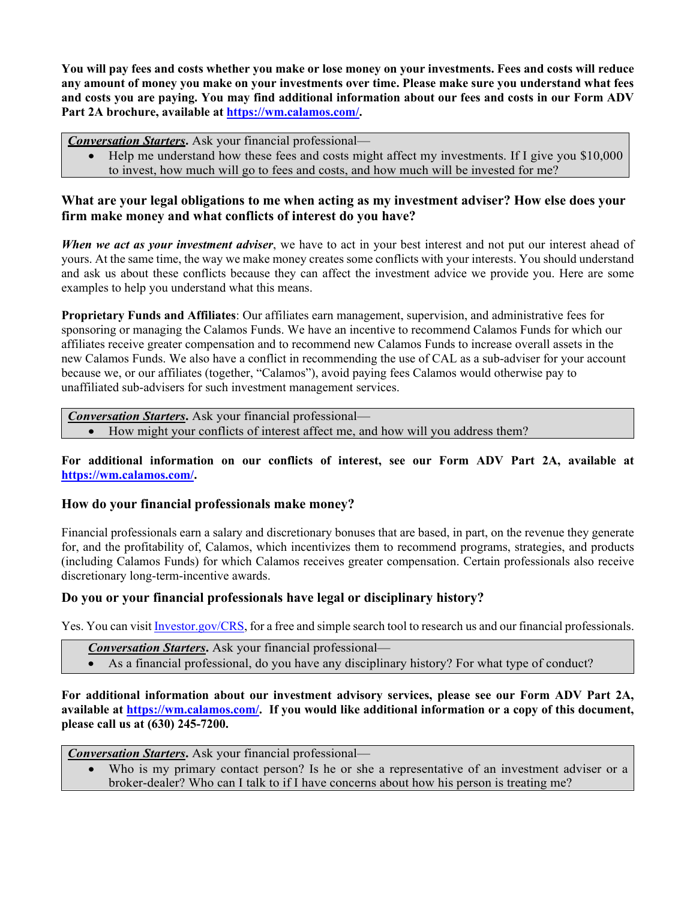**You will pay fees and costs whether you make or lose money on your investments. Fees and costs will reduce any amount of money you make on your investments over time. Please make sure you understand what fees and costs you are paying. You may find additional information about our fees and costs in our Form ADV Part 2A brochure, available at [https://wm.calamos.com/](https://wm.calamos.com/).**

> ***Conversation Starters*.** Ask your financial professional—
> - Help me understand how these fees and costs might affect my investments. If I give you $10,000 to invest, how much will go to fees and costs, and how much will be invested for me?

### What are your legal obligations to me when acting as my investment adviser? How else does your firm make money and what conflicts of interest do you have?

***When we act as your investment adviser***, we have to act in your best interest and not put our interest ahead of yours. At the same time, the way we make money creates some conflicts with your interests. You should understand and ask us about these conflicts because they can affect the investment advice we provide you. Here are some examples to help you understand what this means.

**Proprietary Funds and Affiliates**: Our affiliates earn management, supervision, and administrative fees for sponsoring or managing the Calamos Funds. We have an incentive to recommend Calamos Funds for which our affiliates receive greater compensation and to recommend new Calamos Funds to increase overall assets in the new Calamos Funds. We also have a conflict in recommending the use of CAL as a sub-adviser for your account because we, or our affiliates (together, "Calamos"), avoid paying fees Calamos would otherwise pay to unaffiliated sub-advisers for such investment management services.

> ***Conversation Starters*.** Ask your financial professional—
> - How might your conflicts of interest affect me, and how will you address them?

**For additional information on our conflicts of interest, see our Form ADV Part 2A, available at [https://wm.calamos.com/](https://wm.calamos.com/).**

### How do your financial professionals make money?

Financial professionals earn a salary and discretionary bonuses that are based, in part, on the revenue they generate for, and the profitability of, Calamos, which incentivizes them to recommend programs, strategies, and products (including Calamos Funds) for which Calamos receives greater compensation. Certain professionals also receive discretionary long-term-incentive awards.

### Do you or your financial professionals have legal or disciplinary history?

Yes. You can visit [Investor.gov/CRS](https://www.investor.gov/CRS), for a free and simple search tool to research us and our financial professionals.

> ***Conversation Starters*.** Ask your financial professional—
> - As a financial professional, do you have any disciplinary history? For what type of conduct?

**For additional information about our investment advisory services, please see our Form ADV Part 2A, available at [https://wm.calamos.com/](https://wm.calamos.com/). If you would like additional information or a copy of this document, please call us at (630) 245-7200.**

> ***Conversation Starters*.** Ask your financial professional—
> - Who is my primary contact person? Is he or she a representative of an investment adviser or a broker-dealer? Who can I talk to if I have concerns about how his person is treating me?